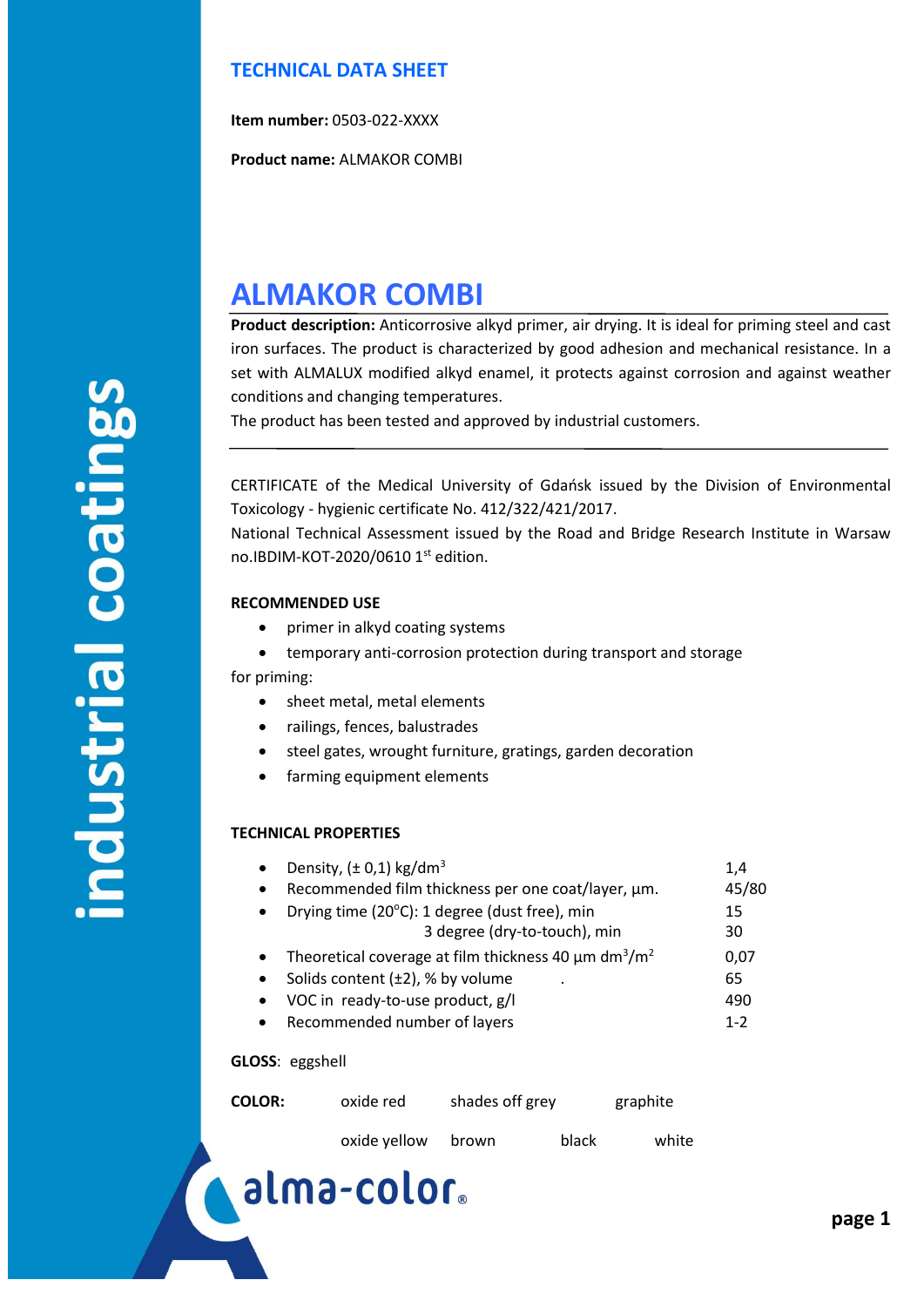## TECHNICAL DATA SHEET

**Item number:** 0503-022-XXXX

**Product name:** ALMAKOR COMBI

# ALMAKOR COMBI

**Product description:** Anticorrosive alkyd primer, air drying. It is ideal for priming steel and cast iron surfaces. The product is characterized by good adhesion and mechanical resistance. In a set with ALMALUX modified alkyd enamel, it protects against corrosion and against weather conditions and changing temperatures.

The product has been tested and approved by industrial customers.

---

CERTIFICATE of the Medical University of Gdańsk issued by the Division of Environmental Toxicology - hygienic certificate No. 412/322/421/2017.

National Technical Assessment issued by the Road and Bridge Research Institute in Warsaw no.IBDIM-KOT-2020/0610 1st edition.

**RECOMMENDED USE**

- primer in alkyd coating systems
- temporary anti-corrosion protection during transport and storage

for priming:

- sheet metal, metal elements
- railings, fences, balustrades
- steel gates, wrought furniture, gratings, garden decoration
- farming equipment elements

**TECHNICAL PROPERTIES**

| Property | Value |
|---|---|
| Density, (± 0,1) kg/dm$^3$ | 1,4 |
| Recommended film thickness per one coat/layer, µm. | 45/80 |
| Drying time (20$^o$C): 1 degree (dust free), min | 15 |
| 3 degree (dry-to-touch), min | 30 |
| Theoretical coverage at film thickness 40 µm dm$^3$/m$^2$ | 0,07 |
| Solids content (±2), % by volume | 65 |
| VOC in ready-to-use product, g/l | 490 |
| Recommended number of layers | 1-2 |

**GLOSS**: eggshell

**COLOR:** oxide red, shades off grey, graphite, oxide yellow, brown, black, white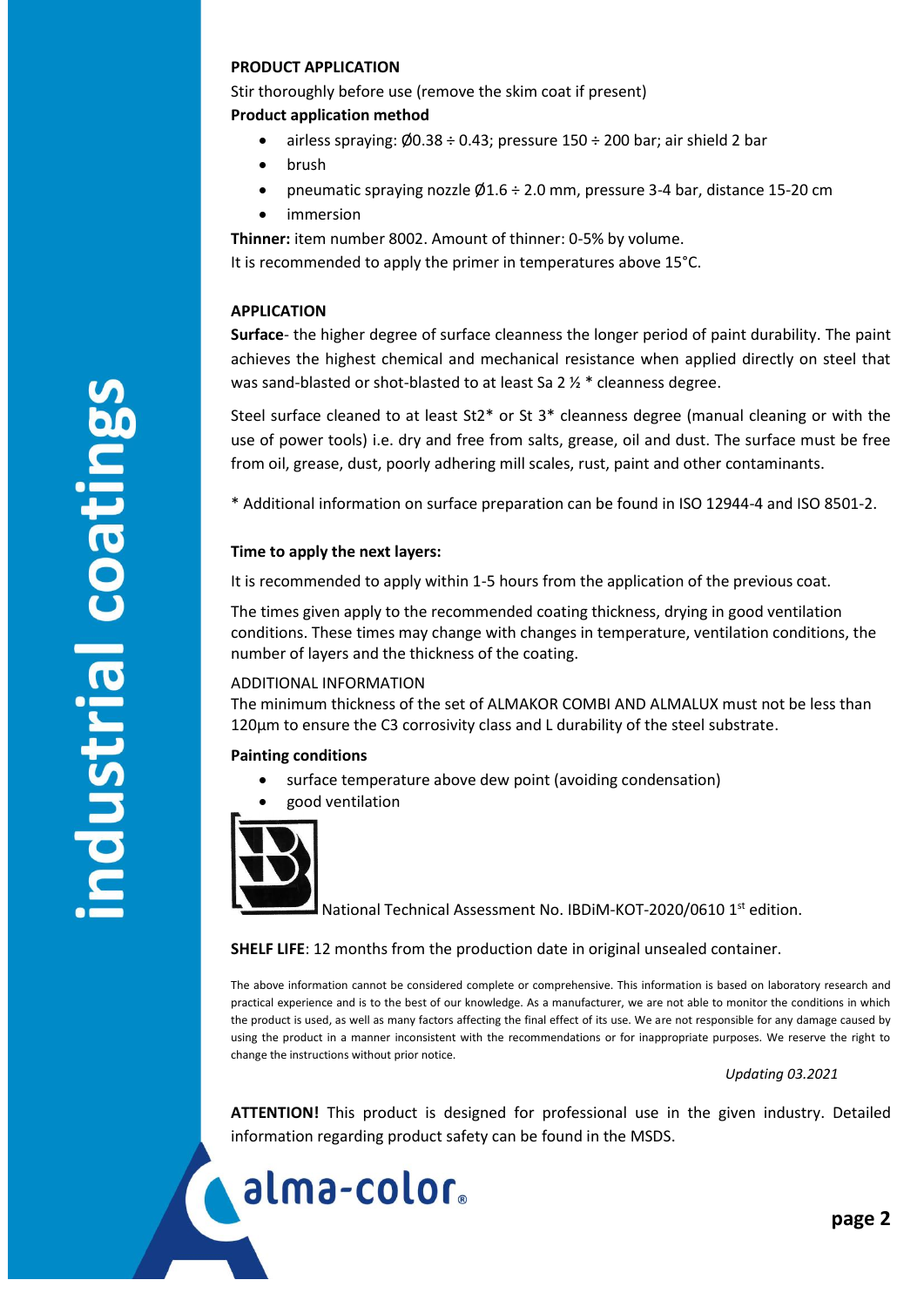**PRODUCT APPLICATION**

Stir thoroughly before use (remove the skim coat if present)

**Product application method**

- airless spraying: Ø0.38 ÷ 0.43; pressure 150 ÷ 200 bar; air shield 2 bar
- brush
- pneumatic spraying nozzle Ø1.6 ÷ 2.0 mm, pressure 3-4 bar, distance 15-20 cm
- immersion

**Thinner:** item number 8002. Amount of thinner: 0-5% by volume.

It is recommended to apply the primer in temperatures above 15°C.

**APPLICATION**

**Surface**- the higher degree of surface cleanness the longer period of paint durability. The paint achieves the highest chemical and mechanical resistance when applied directly on steel that was sand-blasted or shot-blasted to at least Sa 2 ½ * cleanness degree.

Steel surface cleaned to at least St2* or St 3* cleanness degree (manual cleaning or with the use of power tools) i.e. dry and free from salts, grease, oil and dust. The surface must be free from oil, grease, dust, poorly adhering mill scales, rust, paint and other contaminants.

* Additional information on surface preparation can be found in ISO 12944-4 and ISO 8501-2.

**Time to apply the next layers:**

It is recommended to apply within 1-5 hours from the application of the previous coat.

The times given apply to the recommended coating thickness, drying in good ventilation conditions. These times may change with changes in temperature, ventilation conditions, the number of layers and the thickness of the coating.

ADDITIONAL INFORMATION

The minimum thickness of the set of ALMAKOR COMBI AND ALMALUX must not be less than 120µm to ensure the C3 corrosivity class and L durability of the steel substrate.

**Painting conditions**

- surface temperature above dew point (avoiding condensation)
- good ventilation

National Technical Assessment No. IBDiM-KOT-2020/0610 1st edition.

**SHELF LIFE**: 12 months from the production date in original unsealed container.

The above information cannot be considered complete or comprehensive. This information is based on laboratory research and practical experience and is to the best of our knowledge. As a manufacturer, we are not able to monitor the conditions in which the product is used, as well as many factors affecting the final effect of its use. We are not responsible for any damage caused by using the product in a manner inconsistent with the recommendations or for inappropriate purposes. We reserve the right to change the instructions without prior notice.

*Updating 03.2021*

**ATTENTION!** This product is designed for professional use in the given industry. Detailed information regarding product safety can be found in the MSDS.